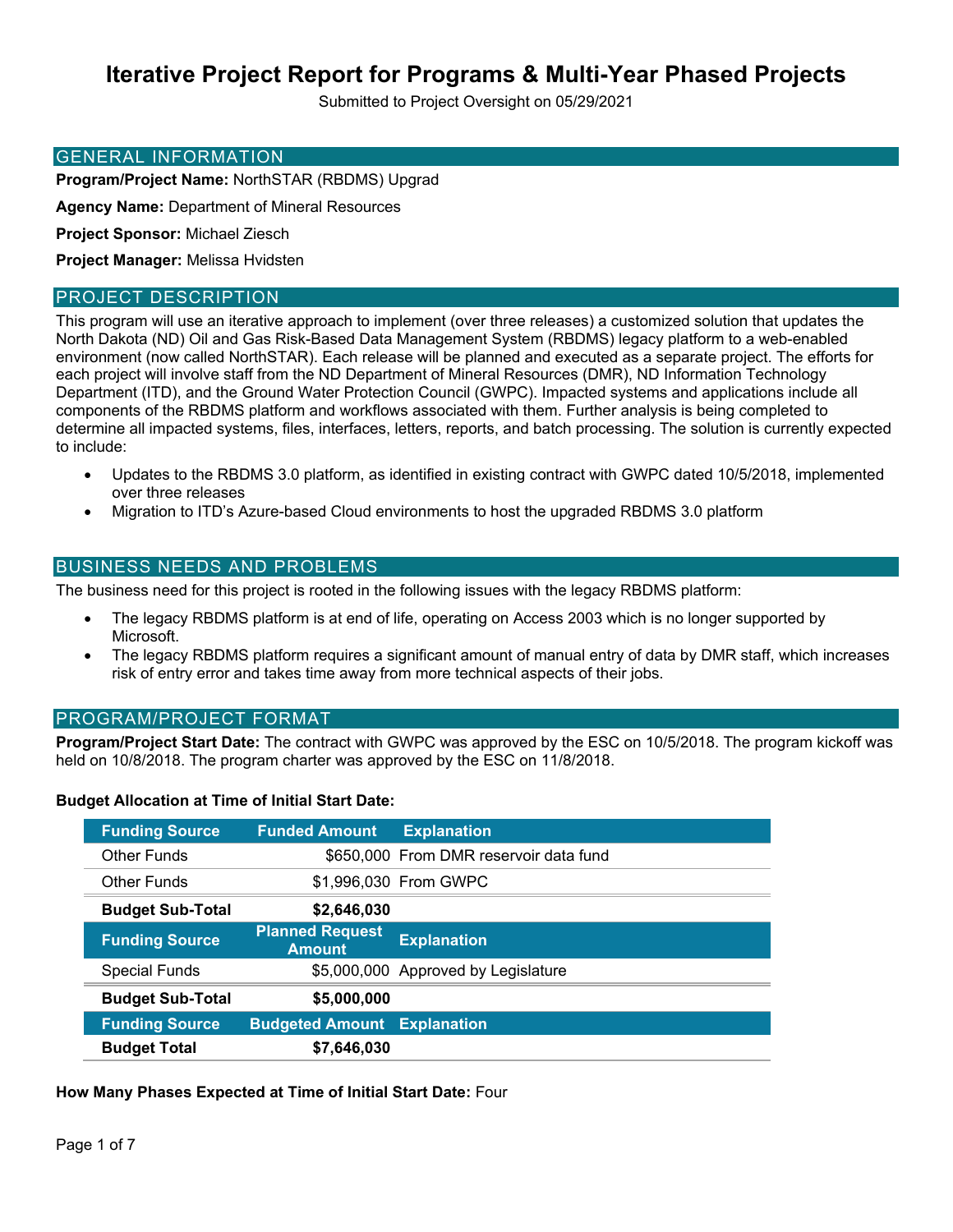# Iterative Project Report for Programs & Multi-Year Phased Projects

Submitted to Project Oversight on 05/29/2021

## GENERAL INFORMATION

**Program/Project Name:** NorthSTAR (RBDMS) Upgrad

**Agency Name:** Department of Mineral Resources

**Project Sponsor:** Michael Ziesch

**Project Manager:** Melissa Hvidsten

## PROJECT DESCRIPTION

This program will use an iterative approach to implement (over three releases) a customized solution that updates the North Dakota (ND) Oil and Gas Risk-Based Data Management System (RBDMS) legacy platform to a web-enabled environment (now called NorthSTAR). Each release will be planned and executed as a separate project. The efforts for each project will involve staff from the ND Department of Mineral Resources (DMR), ND Information Technology Department (ITD), and the Ground Water Protection Council (GWPC). Impacted systems and applications include all components of the RBDMS platform and workflows associated with them. Further analysis is being completed to determine all impacted systems, files, interfaces, letters, reports, and batch processing. The solution is currently expected to include:

- Updates to the RBDMS 3.0 platform, as identified in existing contract with GWPC dated 10/5/2018, implemented over three releases
- Migration to ITD's Azure-based Cloud environments to host the upgraded RBDMS 3.0 platform

## BUSINESS NEEDS AND PROBLEMS

The business need for this project is rooted in the following issues with the legacy RBDMS platform:

- The legacy RBDMS platform is at end of life, operating on Access 2003 which is no longer supported by Microsoft.
- The legacy RBDMS platform requires a significant amount of manual entry of data by DMR staff, which increases risk of entry error and takes time away from more technical aspects of their jobs.

## PROGRAM/PROJECT FORMAT

**Program/Project Start Date:** The contract with GWPC was approved by the ESC on 10/5/2018. The program kickoff was held on 10/8/2018. The program charter was approved by the ESC on 11/8/2018.

**Budget Allocation at Time of Initial Start Date:**

| Funding Source | Funded Amount | Explanation |
|---|---|---|
| Other Funds | $650,000 | From DMR reservoir data fund |
| Other Funds | $1,996,030 | From GWPC |
| **Budget Sub-Total** | **$2,646,030** | |
| **Funding Source** | **Planned Request Amount** | **Explanation** |
| Special Funds | $5,000,000 | Approved by Legislature |
| **Budget Sub-Total** | **$5,000,000** | |
| **Funding Source** | **Budgeted Amount** | **Explanation** |
| **Budget Total** | **$7,646,030** | |

**How Many Phases Expected at Time of Initial Start Date:** Four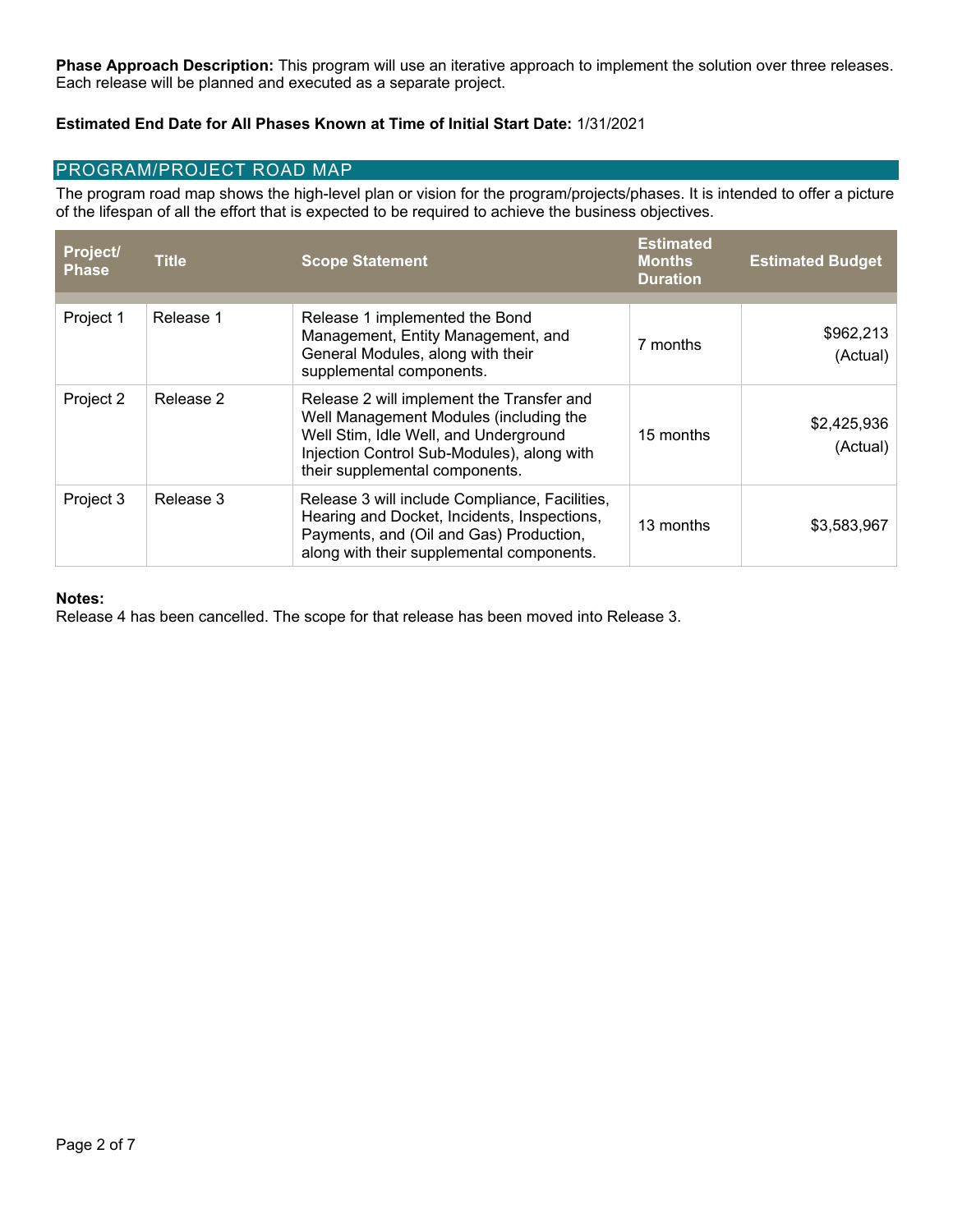**Phase Approach Description:** This program will use an iterative approach to implement the solution over three releases. Each release will be planned and executed as a separate project.

**Estimated End Date for All Phases Known at Time of Initial Start Date:** 1/31/2021

## PROGRAM/PROJECT ROAD MAP

The program road map shows the high-level plan or vision for the program/projects/phases. It is intended to offer a picture of the lifespan of all the effort that is expected to be required to achieve the business objectives.

| Project/ Phase | Title | Scope Statement | Estimated Months Duration | Estimated Budget |
|---|---|---|---|---|
| Project 1 | Release 1 | Release 1 implemented the Bond Management, Entity Management, and General Modules, along with their supplemental components. | 7 months | $962,213 (Actual) |
| Project 2 | Release 2 | Release 2 will implement the Transfer and Well Management Modules (including the Well Stim, Idle Well, and Underground Injection Control Sub-Modules), along with their supplemental components. | 15 months | $2,425,936 (Actual) |
| Project 3 | Release 3 | Release 3 will include Compliance, Facilities, Hearing and Docket, Incidents, Inspections, Payments, and (Oil and Gas) Production, along with their supplemental components. | 13 months | $3,583,967 |

**Notes:**
Release 4 has been cancelled. The scope for that release has been moved into Release 3.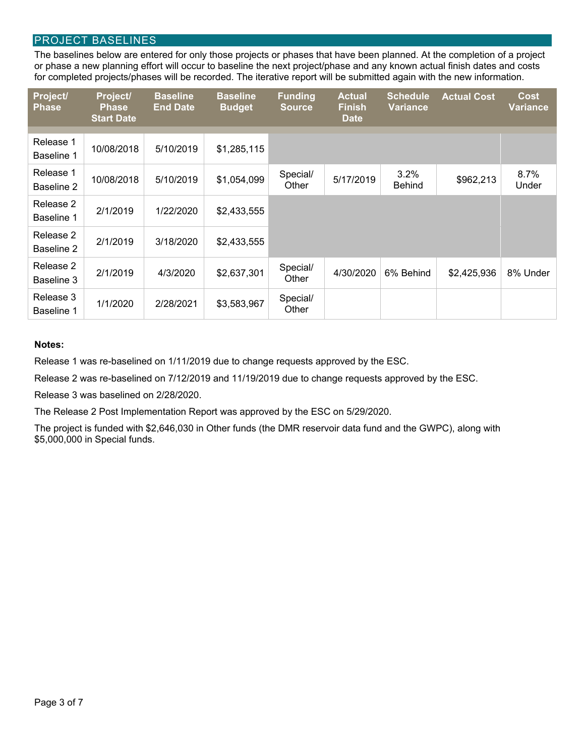## PROJECT BASELINES

The baselines below are entered for only those projects or phases that have been planned. At the completion of a project or phase a new planning effort will occur to baseline the next project/phase and any known actual finish dates and costs for completed projects/phases will be recorded. The iterative report will be submitted again with the new information.

| Project/ Phase | Project/ Phase Start Date | Baseline End Date | Baseline Budget | Funding Source | Actual Finish Date | Schedule Variance | Actual Cost | Cost Variance |
|---|---|---|---|---|---|---|---|---|
| Release 1 Baseline 1 | 10/08/2018 | 5/10/2019 | $1,285,115 | | | | | |
| Release 1 Baseline 2 | 10/08/2018 | 5/10/2019 | $1,054,099 | Special/ Other | 5/17/2019 | 3.2% Behind | $962,213 | 8.7% Under |
| Release 2 Baseline 1 | 2/1/2019 | 1/22/2020 | $2,433,555 | | | | | |
| Release 2 Baseline 2 | 2/1/2019 | 3/18/2020 | $2,433,555 | | | | | |
| Release 2 Baseline 3 | 2/1/2019 | 4/3/2020 | $2,637,301 | Special/ Other | 4/30/2020 | 6% Behind | $2,425,936 | 8% Under |
| Release 3 Baseline 1 | 1/1/2020 | 2/28/2021 | $3,583,967 | Special/ Other | | | | |

**Notes:**

Release 1 was re-baselined on 1/11/2019 due to change requests approved by the ESC.

Release 2 was re-baselined on 7/12/2019 and 11/19/2019 due to change requests approved by the ESC.

Release 3 was baselined on 2/28/2020.

The Release 2 Post Implementation Report was approved by the ESC on 5/29/2020.

The project is funded with $2,646,030 in Other funds (the DMR reservoir data fund and the GWPC), along with $5,000,000 in Special funds.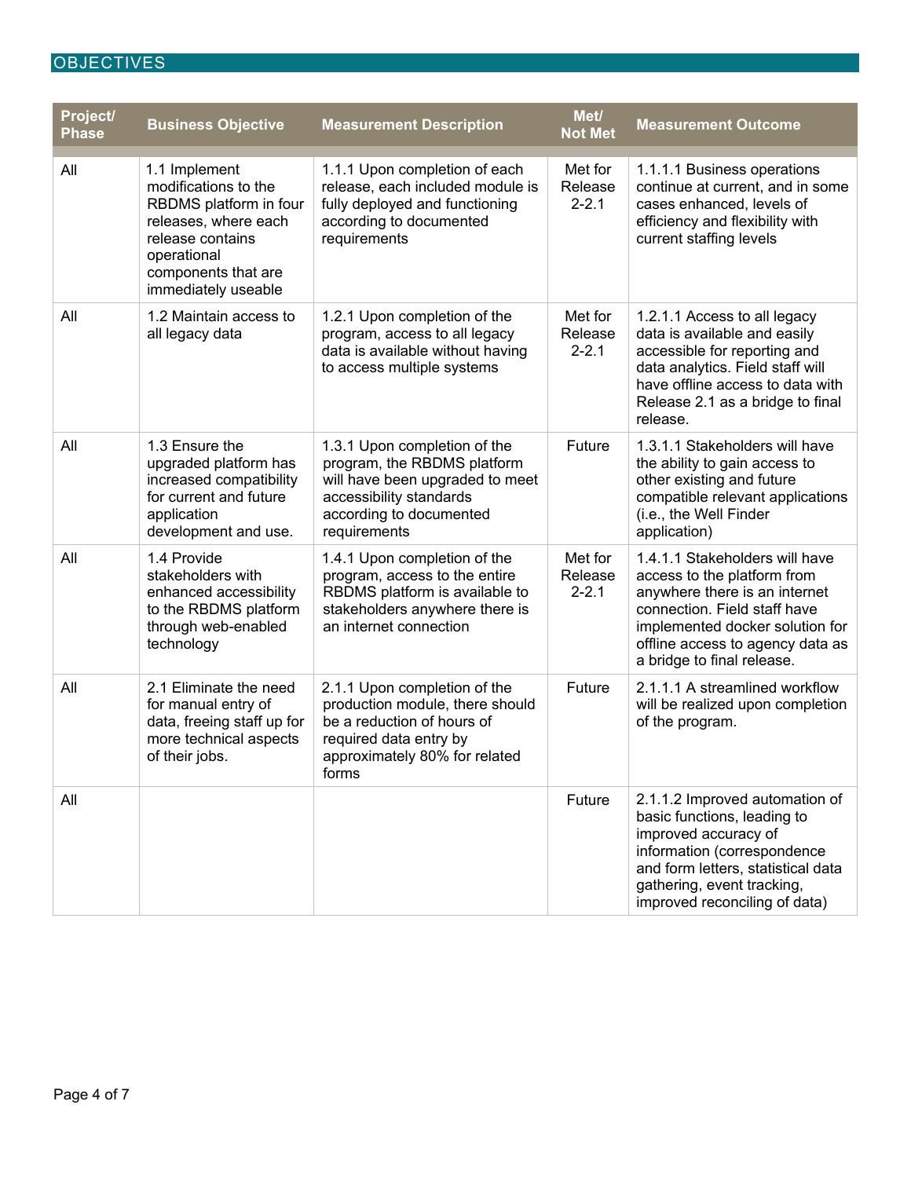## OBJECTIVES

| Project/ Phase | Business Objective | Measurement Description | Met/ Not Met | Measurement Outcome |
|---|---|---|---|---|
| All | 1.1 Implement modifications to the RBDMS platform in four releases, where each release contains operational components that are immediately useable | 1.1.1 Upon completion of each release, each included module is fully deployed and functioning according to documented requirements | Met for Release 2-2.1 | 1.1.1.1 Business operations continue at current, and in some cases enhanced, levels of efficiency and flexibility with current staffing levels |
| All | 1.2 Maintain access to all legacy data | 1.2.1 Upon completion of the program, access to all legacy data is available without having to access multiple systems | Met for Release 2-2.1 | 1.2.1.1 Access to all legacy data is available and easily accessible for reporting and data analytics. Field staff will have offline access to data with Release 2.1 as a bridge to final release. |
| All | 1.3 Ensure the upgraded platform has increased compatibility for current and future application development and use. | 1.3.1 Upon completion of the program, the RBDMS platform will have been upgraded to meet accessibility standards according to documented requirements | Future | 1.3.1.1 Stakeholders will have the ability to gain access to other existing and future compatible relevant applications (i.e., the Well Finder application) |
| All | 1.4 Provide stakeholders with enhanced accessibility to the RBDMS platform through web-enabled technology | 1.4.1 Upon completion of the program, access to the entire RBDMS platform is available to stakeholders anywhere there is an internet connection | Met for Release 2-2.1 | 1.4.1.1 Stakeholders will have access to the platform from anywhere there is an internet connection. Field staff have implemented docker solution for offline access to agency data as a bridge to final release. |
| All | 2.1 Eliminate the need for manual entry of data, freeing staff up for more technical aspects of their jobs. | 2.1.1 Upon completion of the production module, there should be a reduction of hours of required data entry by approximately 80% for related forms | Future | 2.1.1.1 A streamlined workflow will be realized upon completion of the program. |
| All | | | Future | 2.1.1.2 Improved automation of basic functions, leading to improved accuracy of information (correspondence and form letters, statistical data gathering, event tracking, improved reconciling of data) |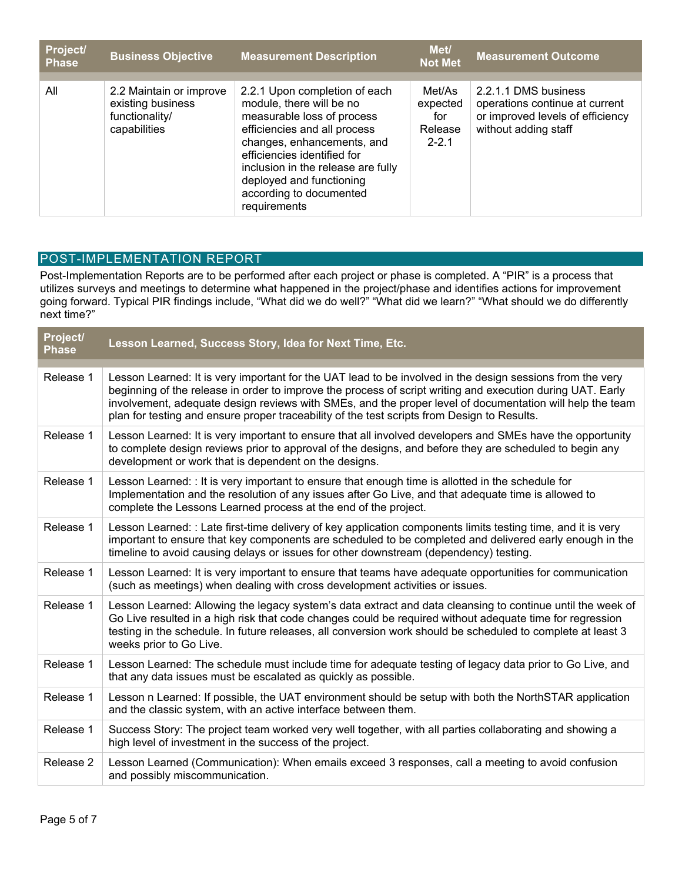| Project/ Phase | Business Objective | Measurement Description | Met/ Not Met | Measurement Outcome |
|---|---|---|---|---|
| All | 2.2 Maintain or improve existing business functionality/ capabilities | 2.2.1 Upon completion of each module, there will be no measurable loss of process efficiencies and all process changes, enhancements, and efficiencies identified for inclusion in the release are fully deployed and functioning according to documented requirements | Met/As expected for Release 2-2.1 | 2.2.1.1 DMS business operations continue at current or improved levels of efficiency without adding staff |

## POST-IMPLEMENTATION REPORT

Post-Implementation Reports are to be performed after each project or phase is completed. A "PIR" is a process that utilizes surveys and meetings to determine what happened in the project/phase and identifies actions for improvement going forward. Typical PIR findings include, "What did we do well?" "What did we learn?" "What should we do differently next time?"

| Project/ Phase | Lesson Learned, Success Story, Idea for Next Time, Etc. |
|---|---|
| Release 1 | Lesson Learned: It is very important for the UAT lead to be involved in the design sessions from the very beginning of the release in order to improve the process of script writing and execution during UAT. Early involvement, adequate design reviews with SMEs, and the proper level of documentation will help the team plan for testing and ensure proper traceability of the test scripts from Design to Results. |
| Release 1 | Lesson Learned: It is very important to ensure that all involved developers and SMEs have the opportunity to complete design reviews prior to approval of the designs, and before they are scheduled to begin any development or work that is dependent on the designs. |
| Release 1 | Lesson Learned: : It is very important to ensure that enough time is allotted in the schedule for Implementation and the resolution of any issues after Go Live, and that adequate time is allowed to complete the Lessons Learned process at the end of the project. |
| Release 1 | Lesson Learned: : Late first-time delivery of key application components limits testing time, and it is very important to ensure that key components are scheduled to be completed and delivered early enough in the timeline to avoid causing delays or issues for other downstream (dependency) testing. |
| Release 1 | Lesson Learned: It is very important to ensure that teams have adequate opportunities for communication (such as meetings) when dealing with cross development activities or issues. |
| Release 1 | Lesson Learned: Allowing the legacy system's data extract and data cleansing to continue until the week of Go Live resulted in a high risk that code changes could be required without adequate time for regression testing in the schedule. In future releases, all conversion work should be scheduled to complete at least 3 weeks prior to Go Live. |
| Release 1 | Lesson Learned: The schedule must include time for adequate testing of legacy data prior to Go Live, and that any data issues must be escalated as quickly as possible. |
| Release 1 | Lesson n Learned: If possible, the UAT environment should be setup with both the NorthSTAR application and the classic system, with an active interface between them. |
| Release 1 | Success Story: The project team worked very well together, with all parties collaborating and showing a high level of investment in the success of the project. |
| Release 2 | Lesson Learned (Communication): When emails exceed 3 responses, call a meeting to avoid confusion and possibly miscommunication. |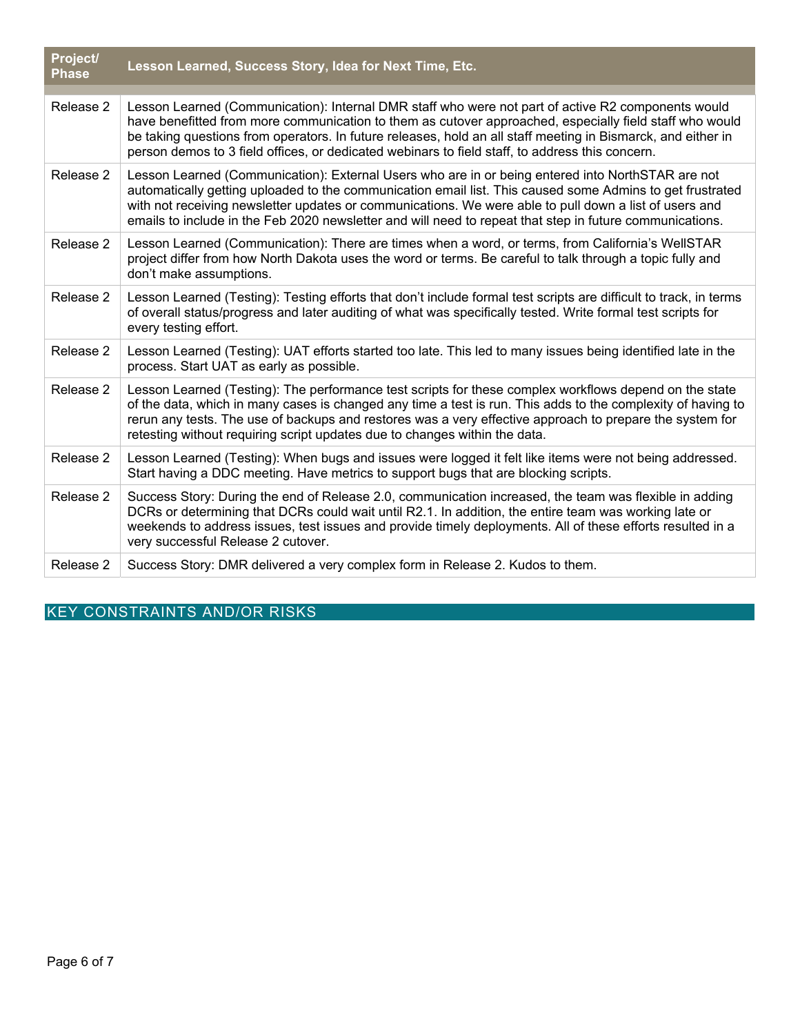| Project/ Phase | Lesson Learned, Success Story, Idea for Next Time, Etc. |
|---|---|
| Release 2 | Lesson Learned (Communication): Internal DMR staff who were not part of active R2 components would have benefitted from more communication to them as cutover approached, especially field staff who would be taking questions from operators. In future releases, hold an all staff meeting in Bismarck, and either in person demos to 3 field offices, or dedicated webinars to field staff, to address this concern. |
| Release 2 | Lesson Learned (Communication): External Users who are in or being entered into NorthSTAR are not automatically getting uploaded to the communication email list. This caused some Admins to get frustrated with not receiving newsletter updates or communications. We were able to pull down a list of users and emails to include in the Feb 2020 newsletter and will need to repeat that step in future communications. |
| Release 2 | Lesson Learned (Communication): There are times when a word, or terms, from California's WellSTAR project differ from how North Dakota uses the word or terms. Be careful to talk through a topic fully and don't make assumptions. |
| Release 2 | Lesson Learned (Testing): Testing efforts that don't include formal test scripts are difficult to track, in terms of overall status/progress and later auditing of what was specifically tested. Write formal test scripts for every testing effort. |
| Release 2 | Lesson Learned (Testing): UAT efforts started too late. This led to many issues being identified late in the process. Start UAT as early as possible. |
| Release 2 | Lesson Learned (Testing): The performance test scripts for these complex workflows depend on the state of the data, which in many cases is changed any time a test is run. This adds to the complexity of having to rerun any tests. The use of backups and restores was a very effective approach to prepare the system for retesting without requiring script updates due to changes within the data. |
| Release 2 | Lesson Learned (Testing): When bugs and issues were logged it felt like items were not being addressed. Start having a DDC meeting. Have metrics to support bugs that are blocking scripts. |
| Release 2 | Success Story: During the end of Release 2.0, communication increased, the team was flexible in adding DCRs or determining that DCRs could wait until R2.1. In addition, the entire team was working late or weekends to address issues, test issues and provide timely deployments. All of these efforts resulted in a very successful Release 2 cutover. |
| Release 2 | Success Story: DMR delivered a very complex form in Release 2. Kudos to them. |

## KEY CONSTRAINTS AND/OR RISKS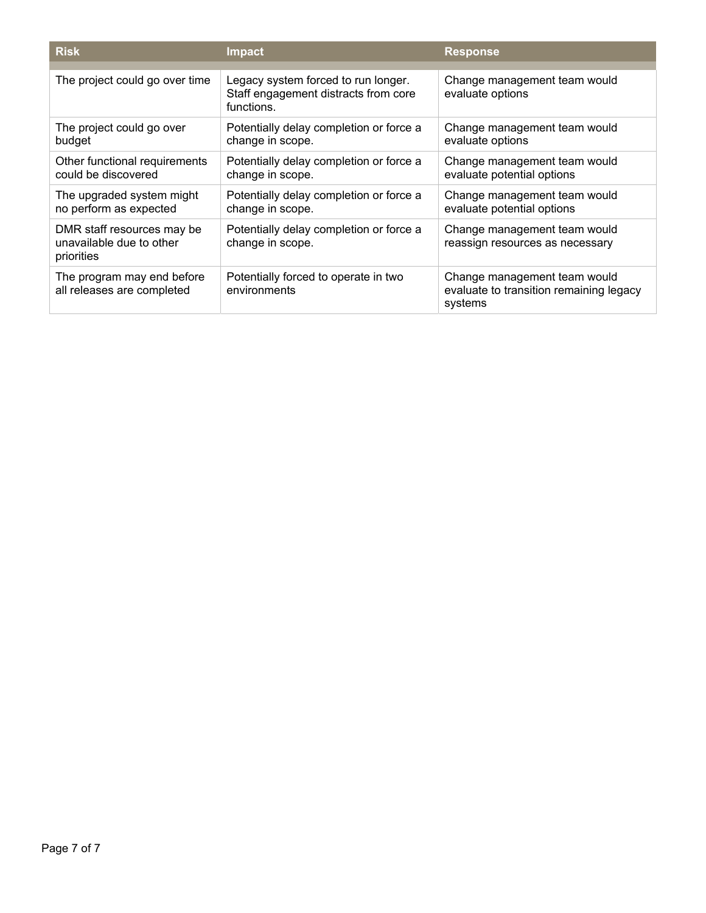| Risk | Impact | Response |
|---|---|---|
| The project could go over time | Legacy system forced to run longer. Staff engagement distracts from core functions. | Change management team would evaluate options |
| The project could go over budget | Potentially delay completion or force a change in scope. | Change management team would evaluate options |
| Other functional requirements could be discovered | Potentially delay completion or force a change in scope. | Change management team would evaluate potential options |
| The upgraded system might no perform as expected | Potentially delay completion or force a change in scope. | Change management team would evaluate potential options |
| DMR staff resources may be unavailable due to other priorities | Potentially delay completion or force a change in scope. | Change management team would reassign resources as necessary |
| The program may end before all releases are completed | Potentially forced to operate in two environments | Change management team would evaluate to transition remaining legacy systems |